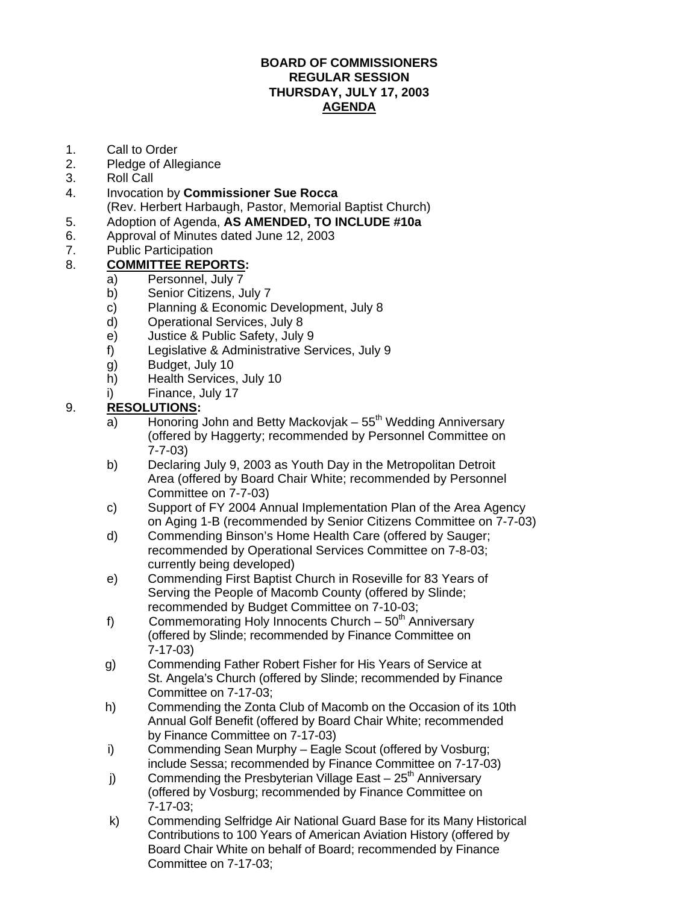**BOARD OF COMMISSIONERS**
**REGULAR SESSION**
**THURSDAY, JULY 17, 2003**
**AGENDA**

1. Call to Order
2. Pledge of Allegiance
3. Roll Call
4. Invocation by **Commissioner Sue Rocca**
   (Rev. Herbert Harbaugh, Pastor, Memorial Baptist Church)
5. Adoption of Agenda, **AS AMENDED, TO INCLUDE #10a**
6. Approval of Minutes dated June 12, 2003
7. Public Participation
8. **COMMITTEE REPORTS:**
   a) Personnel, July 7
   b) Senior Citizens, July 7
   c) Planning & Economic Development, July 8
   d) Operational Services, July 8
   e) Justice & Public Safety, July 9
   f) Legislative & Administrative Services, July 9
   g) Budget, July 10
   h) Health Services, July 10
   i) Finance, July 17
9. **RESOLUTIONS:**
   a) Honoring John and Betty Mackovjak – 55th Wedding Anniversary (offered by Haggerty; recommended by Personnel Committee on 7-7-03)
   b) Declaring July 9, 2003 as Youth Day in the Metropolitan Detroit Area (offered by Board Chair White; recommended by Personnel Committee on 7-7-03)
   c) Support of FY 2004 Annual Implementation Plan of the Area Agency on Aging 1-B (recommended by Senior Citizens Committee on 7-7-03)
   d) Commending Binson's Home Health Care (offered by Sauger; recommended by Operational Services Committee on 7-8-03; currently being developed)
   e) Commending First Baptist Church in Roseville for 83 Years of Serving the People of Macomb County (offered by Slinde; recommended by Budget Committee on 7-10-03;
   f) Commemorating Holy Innocents Church – 50th Anniversary (offered by Slinde; recommended by Finance Committee on 7-17-03)
   g) Commending Father Robert Fisher for His Years of Service at St. Angela's Church (offered by Slinde; recommended by Finance Committee on 7-17-03;
   h) Commending the Zonta Club of Macomb on the Occasion of its 10th Annual Golf Benefit (offered by Board Chair White; recommended by Finance Committee on 7-17-03)
   i) Commending Sean Murphy – Eagle Scout (offered by Vosburg; include Sessa; recommended by Finance Committee on 7-17-03)
   j) Commending the Presbyterian Village East – 25th Anniversary (offered by Vosburg; recommended by Finance Committee on 7-17-03;
   k) Commending Selfridge Air National Guard Base for its Many Historical Contributions to 100 Years of American Aviation History (offered by Board Chair White on behalf of Board; recommended by Finance Committee on 7-17-03;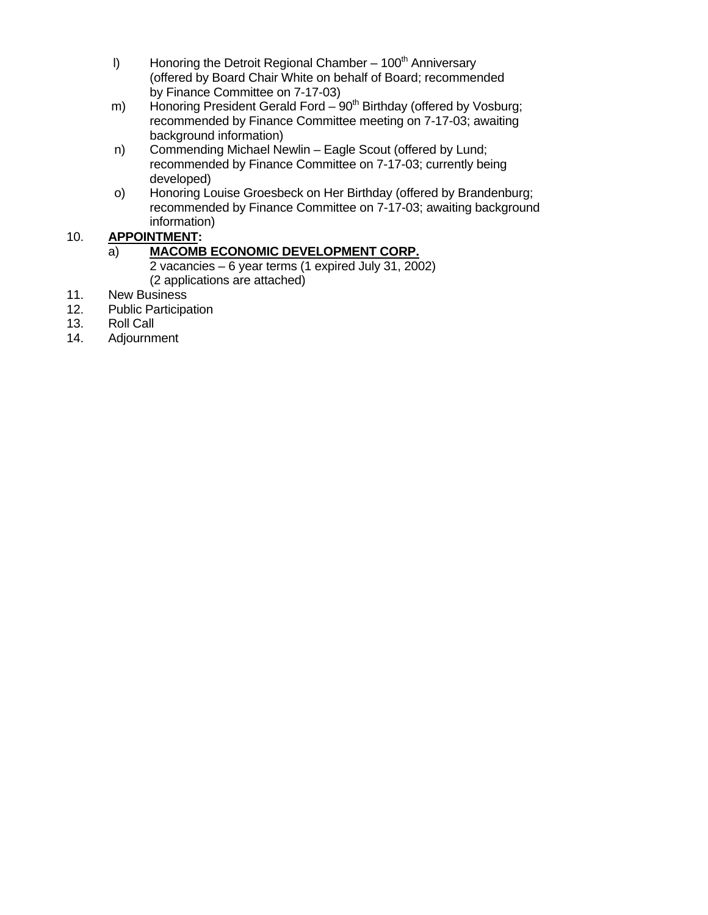l) Honoring the Detroit Regional Chamber – 100th Anniversary (offered by Board Chair White on behalf of Board; recommended by Finance Committee on 7-17-03)

m) Honoring President Gerald Ford – 90th Birthday (offered by Vosburg; recommended by Finance Committee meeting on 7-17-03; awaiting background information)

n) Commending Michael Newlin – Eagle Scout (offered by Lund; recommended by Finance Committee on 7-17-03; currently being developed)

o) Honoring Louise Groesbeck on Her Birthday (offered by Brandenburg; recommended by Finance Committee on 7-17-03; awaiting background information)

10. **APPOINTMENT:**

    a) **MACOMB ECONOMIC DEVELOPMENT CORP.**
    2 vacancies – 6 year terms (1 expired July 31, 2002)
    (2 applications are attached)

11. New Business
12. Public Participation
13. Roll Call
14. Adjournment